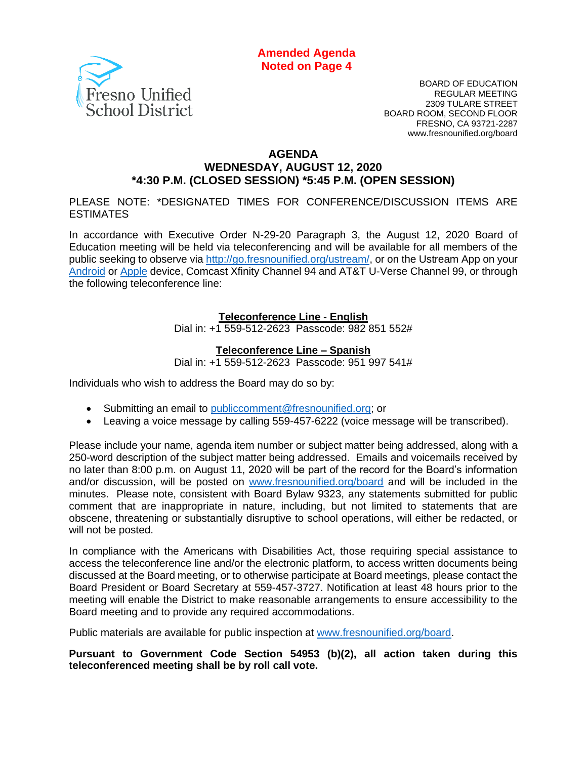**Amended Agenda**
**Noted on Page 4**

Fresno Unified School District

BOARD OF EDUCATION
REGULAR MEETING
2309 TULARE STREET
BOARD ROOM, SECOND FLOOR
FRESNO, CA 93721-2287
www.fresnounified.org/board

# AGENDA
## WEDNESDAY, AUGUST 12, 2020
## *4:30 P.M. (CLOSED SESSION) *5:45 P.M. (OPEN SESSION)

PLEASE NOTE: *DESIGNATED TIMES FOR CONFERENCE/DISCUSSION ITEMS ARE ESTIMATES

In accordance with Executive Order N-29-20 Paragraph 3, the August 12, 2020 Board of Education meeting will be held via teleconferencing and will be available for all members of the public seeking to observe via http://go.fresnounified.org/ustream/, or on the Ustream App on your Android or Apple device, Comcast Xfinity Channel 94 and AT&T U-Verse Channel 99, or through the following teleconference line:

**Teleconference Line - English**
Dial in: +1 559-512-2623 Passcode: 982 851 552#

**Teleconference Line – Spanish**
Dial in: +1 559-512-2623 Passcode: 951 997 541#

Individuals who wish to address the Board may do so by:

- Submitting an email to publiccomment@fresnounified.org; or
- Leaving a voice message by calling 559-457-6222 (voice message will be transcribed).

Please include your name, agenda item number or subject matter being addressed, along with a 250-word description of the subject matter being addressed. Emails and voicemails received by no later than 8:00 p.m. on August 11, 2020 will be part of the record for the Board's information and/or discussion, will be posted on www.fresnounified.org/board and will be included in the minutes. Please note, consistent with Board Bylaw 9323, any statements submitted for public comment that are inappropriate in nature, including, but not limited to statements that are obscene, threatening or substantially disruptive to school operations, will either be redacted, or will not be posted.

In compliance with the Americans with Disabilities Act, those requiring special assistance to access the teleconference line and/or the electronic platform, to access written documents being discussed at the Board meeting, or to otherwise participate at Board meetings, please contact the Board President or Board Secretary at 559-457-3727. Notification at least 48 hours prior to the meeting will enable the District to make reasonable arrangements to ensure accessibility to the Board meeting and to provide any required accommodations.

Public materials are available for public inspection at www.fresnounified.org/board.

**Pursuant to Government Code Section 54953 (b)(2), all action taken during this teleconferenced meeting shall be by roll call vote.**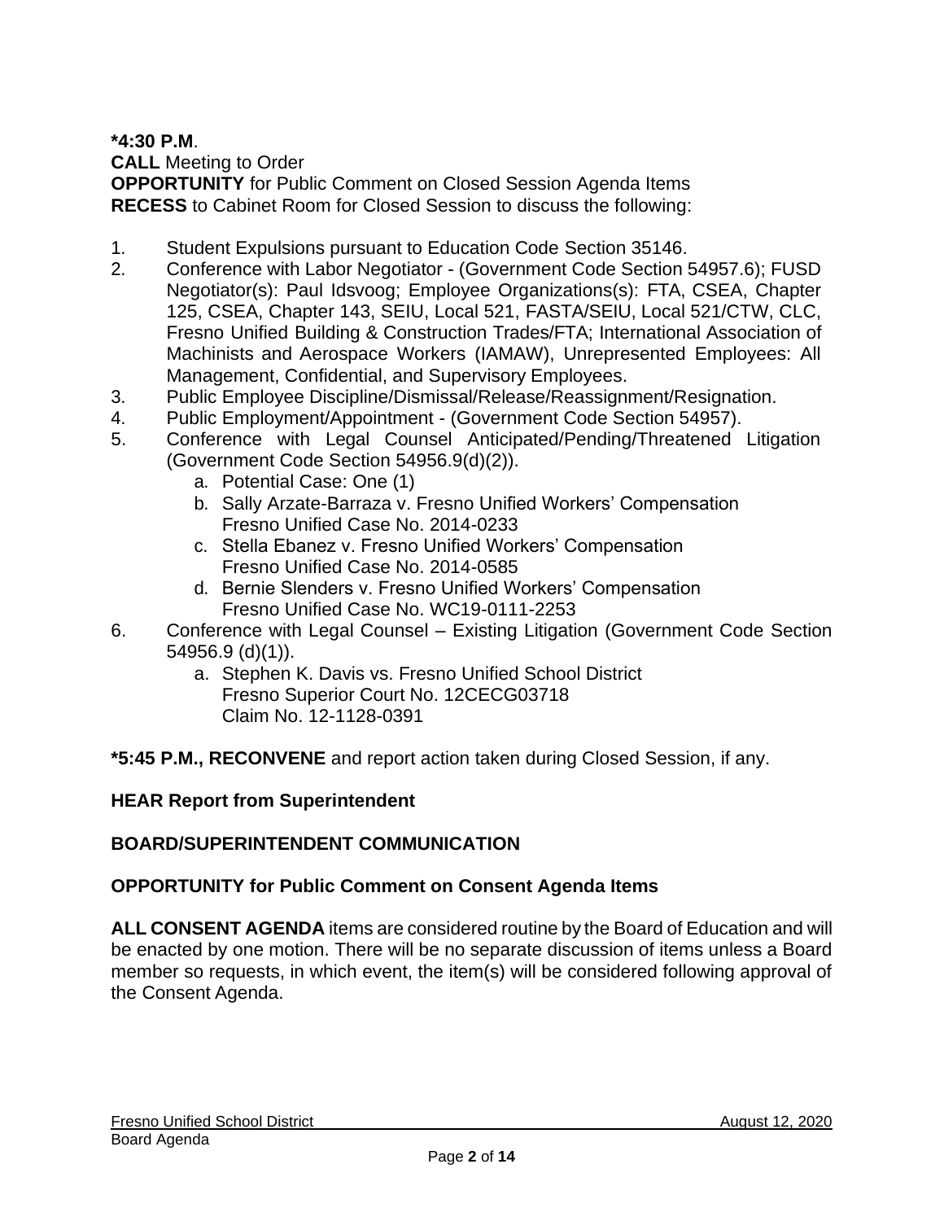**\*4:30 P.M**.
**CALL** Meeting to Order
**OPPORTUNITY** for Public Comment on Closed Session Agenda Items
**RECESS** to Cabinet Room for Closed Session to discuss the following:

1. Student Expulsions pursuant to Education Code Section 35146.
2. Conference with Labor Negotiator - (Government Code Section 54957.6); FUSD Negotiator(s): Paul Idsvoog; Employee Organizations(s): FTA, CSEA, Chapter 125, CSEA, Chapter 143, SEIU, Local 521, FASTA/SEIU, Local 521/CTW, CLC, Fresno Unified Building & Construction Trades/FTA; International Association of Machinists and Aerospace Workers (IAMAW), Unrepresented Employees: All Management, Confidential, and Supervisory Employees.
3. Public Employee Discipline/Dismissal/Release/Reassignment/Resignation.
4. Public Employment/Appointment - (Government Code Section 54957).
5. Conference with Legal Counsel Anticipated/Pending/Threatened Litigation (Government Code Section 54956.9(d)(2)).
   a. Potential Case: One (1)
   b. Sally Arzate-Barraza v. Fresno Unified Workers' Compensation
      Fresno Unified Case No. 2014-0233
   c. Stella Ebanez v. Fresno Unified Workers' Compensation
      Fresno Unified Case No. 2014-0585
   d. Bernie Slenders v. Fresno Unified Workers' Compensation
      Fresno Unified Case No. WC19-0111-2253
6. Conference with Legal Counsel – Existing Litigation (Government Code Section 54956.9 (d)(1)).
   a. Stephen K. Davis vs. Fresno Unified School District
      Fresno Superior Court No. 12CECG03718
      Claim No. 12-1128-0391

**\*5:45 P.M., RECONVENE** and report action taken during Closed Session, if any.

**HEAR Report from Superintendent**

**BOARD/SUPERINTENDENT COMMUNICATION**

**OPPORTUNITY for Public Comment on Consent Agenda Items**

**ALL CONSENT AGENDA** items are considered routine by the Board of Education and will be enacted by one motion. There will be no separate discussion of items unless a Board member so requests, in which event, the item(s) will be considered following approval of the Consent Agenda.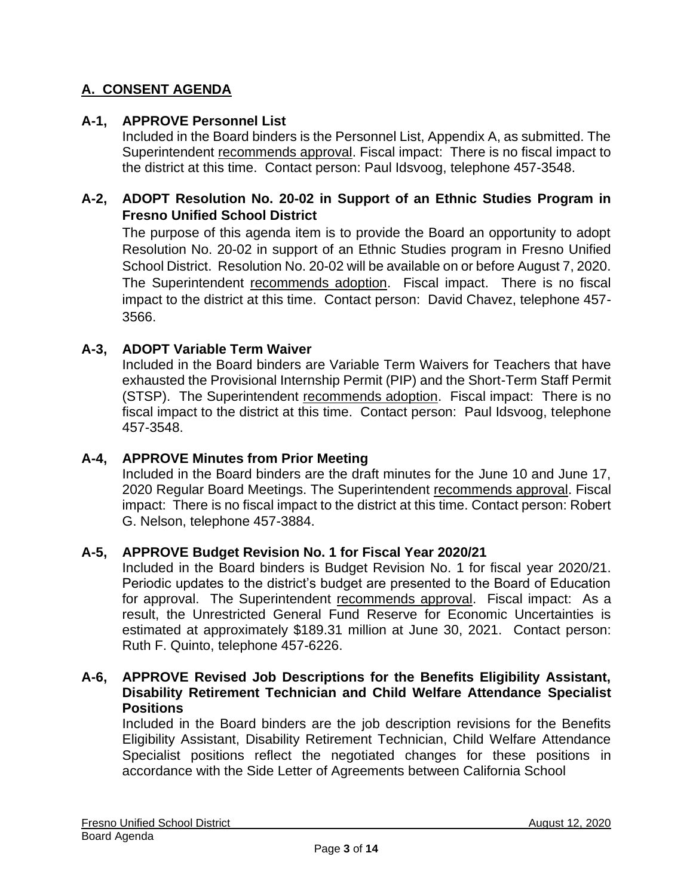## A. CONSENT AGENDA

**A-1, APPROVE Personnel List**
Included in the Board binders is the Personnel List, Appendix A, as submitted. The Superintendent recommends approval. Fiscal impact: There is no fiscal impact to the district at this time. Contact person: Paul Idsvoog, telephone 457-3548.

**A-2, ADOPT Resolution No. 20-02 in Support of an Ethnic Studies Program in Fresno Unified School District**
The purpose of this agenda item is to provide the Board an opportunity to adopt Resolution No. 20-02 in support of an Ethnic Studies program in Fresno Unified School District. Resolution No. 20-02 will be available on or before August 7, 2020. The Superintendent recommends adoption. Fiscal impact. There is no fiscal impact to the district at this time. Contact person: David Chavez, telephone 457-3566.

**A-3, ADOPT Variable Term Waiver**
Included in the Board binders are Variable Term Waivers for Teachers that have exhausted the Provisional Internship Permit (PIP) and the Short-Term Staff Permit (STSP). The Superintendent recommends adoption. Fiscal impact: There is no fiscal impact to the district at this time. Contact person: Paul Idsvoog, telephone 457-3548.

**A-4, APPROVE Minutes from Prior Meeting**
Included in the Board binders are the draft minutes for the June 10 and June 17, 2020 Regular Board Meetings. The Superintendent recommends approval. Fiscal impact: There is no fiscal impact to the district at this time. Contact person: Robert G. Nelson, telephone 457-3884.

**A-5, APPROVE Budget Revision No. 1 for Fiscal Year 2020/21**
Included in the Board binders is Budget Revision No. 1 for fiscal year 2020/21. Periodic updates to the district's budget are presented to the Board of Education for approval. The Superintendent recommends approval. Fiscal impact: As a result, the Unrestricted General Fund Reserve for Economic Uncertainties is estimated at approximately $189.31 million at June 30, 2021. Contact person: Ruth F. Quinto, telephone 457-6226.

**A-6, APPROVE Revised Job Descriptions for the Benefits Eligibility Assistant, Disability Retirement Technician and Child Welfare Attendance Specialist Positions**
Included in the Board binders are the job description revisions for the Benefits Eligibility Assistant, Disability Retirement Technician, Child Welfare Attendance Specialist positions reflect the negotiated changes for these positions in accordance with the Side Letter of Agreements between California School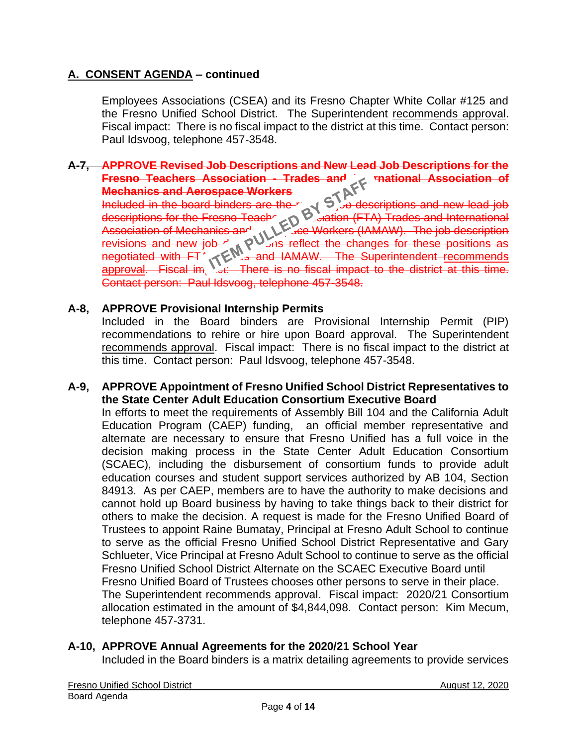## A. CONSENT AGENDA – continued

Employees Associations (CSEA) and its Fresno Chapter White Collar #125 and the Fresno Unified School District. The Superintendent recommends approval. Fiscal impact: There is no fiscal impact to the district at this time. Contact person: Paul Idsvoog, telephone 457-3548.

~~**A-7, APPROVE Revised Job Descriptions and New Lead Job Descriptions for the Fresno Teachers Association - Trades and International Association of Mechanics and Aerospace Workers**~~
~~Included in the board binders are the revised job descriptions and new lead job descriptions for the Fresno Teachers Association (FTA) Trades and International Association of Mechanics and Aerospace Workers (IAMAW). The job description revisions and new job descriptions reflect the changes for these positions as negotiated with FTA Trades and IAMAW. The Superintendent recommends approval. Fiscal impact: There is no fiscal impact to the district at this time. Contact person: Paul Idsvoog, telephone 457-3548.~~

ITEM PULLED BY STAFF

**A-8, APPROVE Provisional Internship Permits**
Included in the Board binders are Provisional Internship Permit (PIP) recommendations to rehire or hire upon Board approval. The Superintendent recommends approval. Fiscal impact: There is no fiscal impact to the district at this time. Contact person: Paul Idsvoog, telephone 457-3548.

**A-9, APPROVE Appointment of Fresno Unified School District Representatives to the State Center Adult Education Consortium Executive Board**
In efforts to meet the requirements of Assembly Bill 104 and the California Adult Education Program (CAEP) funding, an official member representative and alternate are necessary to ensure that Fresno Unified has a full voice in the decision making process in the State Center Adult Education Consortium (SCAEC), including the disbursement of consortium funds to provide adult education courses and student support services authorized by AB 104, Section 84913. As per CAEP, members are to have the authority to make decisions and cannot hold up Board business by having to take things back to their district for others to make the decision. A request is made for the Fresno Unified Board of Trustees to appoint Raine Bumatay, Principal at Fresno Adult School to continue to serve as the official Fresno Unified School District Representative and Gary Schlueter, Vice Principal at Fresno Adult School to continue to serve as the official Fresno Unified School District Alternate on the SCAEC Executive Board until Fresno Unified Board of Trustees chooses other persons to serve in their place. The Superintendent recommends approval. Fiscal impact: 2020/21 Consortium allocation estimated in the amount of $4,844,098. Contact person: Kim Mecum, telephone 457-3731.

**A-10, APPROVE Annual Agreements for the 2020/21 School Year**
Included in the Board binders is a matrix detailing agreements to provide services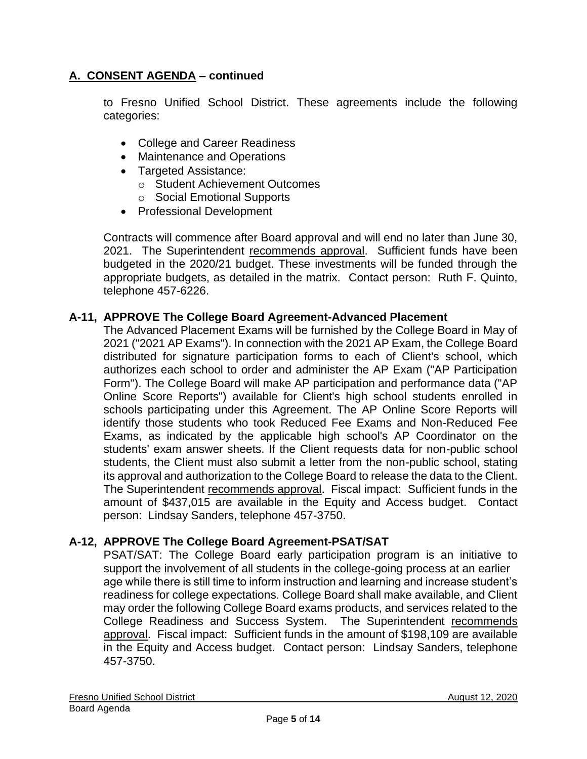## A. CONSENT AGENDA – continued

to Fresno Unified School District. These agreements include the following categories:

- College and Career Readiness
- Maintenance and Operations
- Targeted Assistance:
  - Student Achievement Outcomes
  - Social Emotional Supports
- Professional Development

Contracts will commence after Board approval and will end no later than June 30, 2021. The Superintendent recommends approval. Sufficient funds have been budgeted in the 2020/21 budget. These investments will be funded through the appropriate budgets, as detailed in the matrix. Contact person: Ruth F. Quinto, telephone 457-6226.

### A-11, APPROVE The College Board Agreement-Advanced Placement

The Advanced Placement Exams will be furnished by the College Board in May of 2021 ("2021 AP Exams"). In connection with the 2021 AP Exam, the College Board distributed for signature participation forms to each of Client's school, which authorizes each school to order and administer the AP Exam ("AP Participation Form"). The College Board will make AP participation and performance data ("AP Online Score Reports") available for Client's high school students enrolled in schools participating under this Agreement. The AP Online Score Reports will identify those students who took Reduced Fee Exams and Non-Reduced Fee Exams, as indicated by the applicable high school's AP Coordinator on the students' exam answer sheets. If the Client requests data for non-public school students, the Client must also submit a letter from the non-public school, stating its approval and authorization to the College Board to release the data to the Client. The Superintendent recommends approval. Fiscal impact: Sufficient funds in the amount of $437,015 are available in the Equity and Access budget. Contact person: Lindsay Sanders, telephone 457-3750.

### A-12, APPROVE The College Board Agreement-PSAT/SAT

PSAT/SAT: The College Board early participation program is an initiative to support the involvement of all students in the college-going process at an earlier age while there is still time to inform instruction and learning and increase student's readiness for college expectations. College Board shall make available, and Client may order the following College Board exams products, and services related to the College Readiness and Success System. The Superintendent recommends approval. Fiscal impact: Sufficient funds in the amount of $198,109 are available in the Equity and Access budget. Contact person: Lindsay Sanders, telephone 457-3750.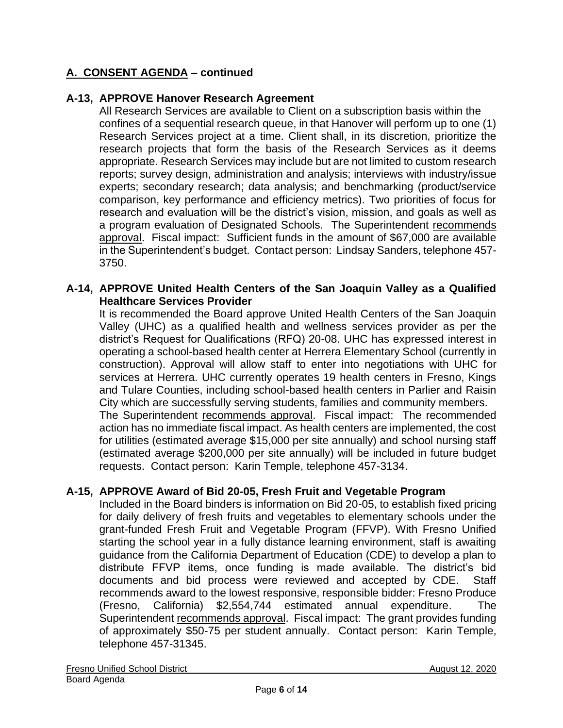## A. CONSENT AGENDA – continued

### A-13, APPROVE Hanover Research Agreement

All Research Services are available to Client on a subscription basis within the confines of a sequential research queue, in that Hanover will perform up to one (1) Research Services project at a time. Client shall, in its discretion, prioritize the research projects that form the basis of the Research Services as it deems appropriate. Research Services may include but are not limited to custom research reports; survey design, administration and analysis; interviews with industry/issue experts; secondary research; data analysis; and benchmarking (product/service comparison, key performance and efficiency metrics). Two priorities of focus for research and evaluation will be the district's vision, mission, and goals as well as a program evaluation of Designated Schools. The Superintendent recommends approval. Fiscal impact: Sufficient funds in the amount of $67,000 are available in the Superintendent's budget. Contact person: Lindsay Sanders, telephone 457-3750.

### A-14, APPROVE United Health Centers of the San Joaquin Valley as a Qualified Healthcare Services Provider

It is recommended the Board approve United Health Centers of the San Joaquin Valley (UHC) as a qualified health and wellness services provider as per the district's Request for Qualifications (RFQ) 20-08. UHC has expressed interest in operating a school-based health center at Herrera Elementary School (currently in construction). Approval will allow staff to enter into negotiations with UHC for services at Herrera. UHC currently operates 19 health centers in Fresno, Kings and Tulare Counties, including school-based health centers in Parlier and Raisin City which are successfully serving students, families and community members.
The Superintendent recommends approval. Fiscal impact: The recommended action has no immediate fiscal impact. As health centers are implemented, the cost for utilities (estimated average $15,000 per site annually) and school nursing staff (estimated average $200,000 per site annually) will be included in future budget requests. Contact person: Karin Temple, telephone 457-3134.

### A-15, APPROVE Award of Bid 20-05, Fresh Fruit and Vegetable Program

Included in the Board binders is information on Bid 20-05, to establish fixed pricing for daily delivery of fresh fruits and vegetables to elementary schools under the grant-funded Fresh Fruit and Vegetable Program (FFVP). With Fresno Unified starting the school year in a fully distance learning environment, staff is awaiting guidance from the California Department of Education (CDE) to develop a plan to distribute FFVP items, once funding is made available. The district's bid documents and bid process were reviewed and accepted by CDE. Staff recommends award to the lowest responsive, responsible bidder: Fresno Produce (Fresno, California) $2,554,744 estimated annual expenditure. The Superintendent recommends approval. Fiscal impact: The grant provides funding of approximately $50-75 per student annually. Contact person: Karin Temple, telephone 457-31345.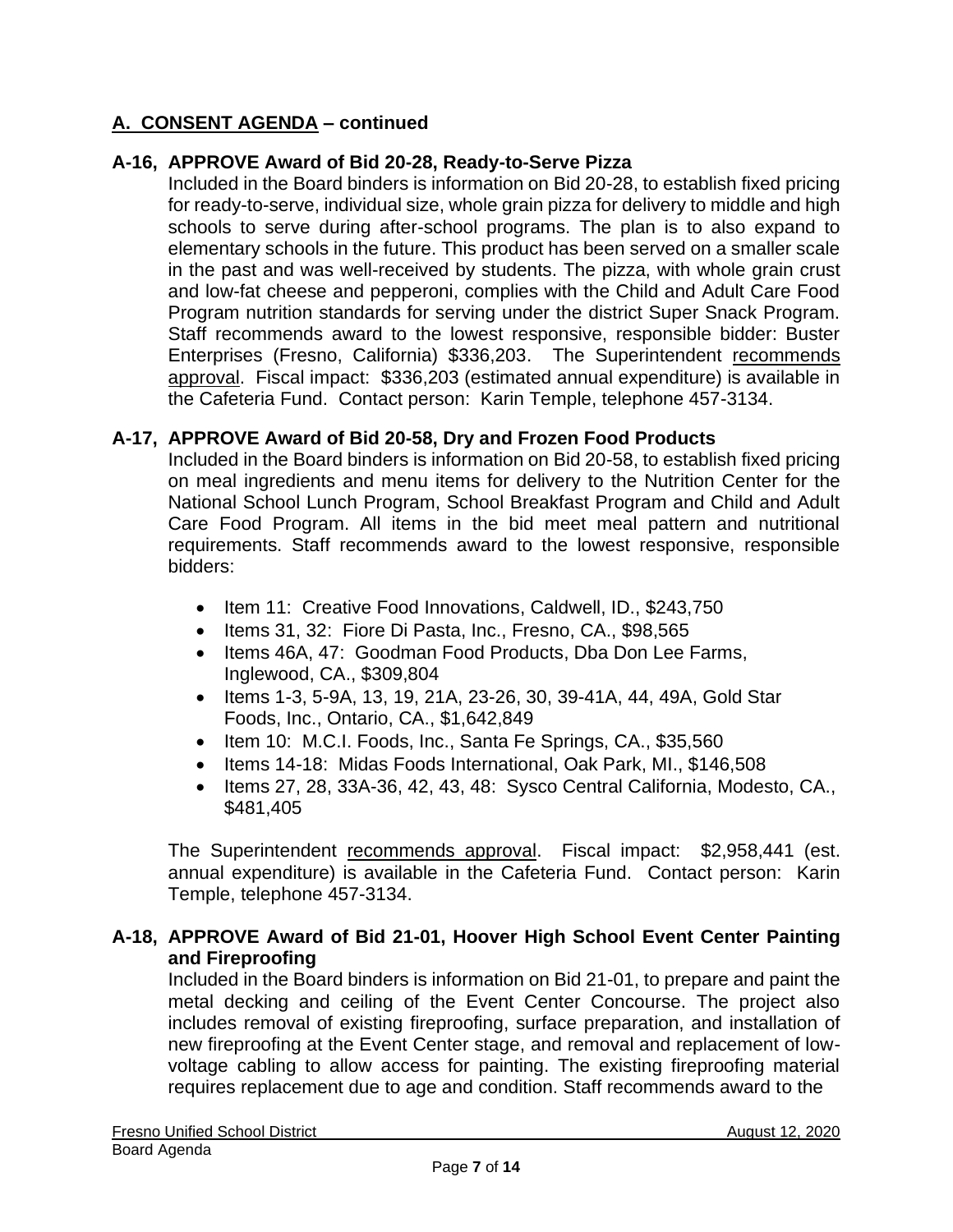## A. CONSENT AGENDA – continued

### A-16, APPROVE Award of Bid 20-28, Ready-to-Serve Pizza

Included in the Board binders is information on Bid 20-28, to establish fixed pricing for ready-to-serve, individual size, whole grain pizza for delivery to middle and high schools to serve during after-school programs. The plan is to also expand to elementary schools in the future. This product has been served on a smaller scale in the past and was well-received by students. The pizza, with whole grain crust and low-fat cheese and pepperoni, complies with the Child and Adult Care Food Program nutrition standards for serving under the district Super Snack Program. Staff recommends award to the lowest responsive, responsible bidder: Buster Enterprises (Fresno, California) $336,203. The Superintendent recommends approval. Fiscal impact: $336,203 (estimated annual expenditure) is available in the Cafeteria Fund. Contact person: Karin Temple, telephone 457-3134.

### A-17, APPROVE Award of Bid 20-58, Dry and Frozen Food Products

Included in the Board binders is information on Bid 20-58, to establish fixed pricing on meal ingredients and menu items for delivery to the Nutrition Center for the National School Lunch Program, School Breakfast Program and Child and Adult Care Food Program. All items in the bid meet meal pattern and nutritional requirements. Staff recommends award to the lowest responsive, responsible bidders:

- Item 11: Creative Food Innovations, Caldwell, ID., $243,750
- Items 31, 32: Fiore Di Pasta, Inc., Fresno, CA., $98,565
- Items 46A, 47: Goodman Food Products, Dba Don Lee Farms, Inglewood, CA., $309,804
- Items 1-3, 5-9A, 13, 19, 21A, 23-26, 30, 39-41A, 44, 49A, Gold Star Foods, Inc., Ontario, CA., $1,642,849
- Item 10: M.C.I. Foods, Inc., Santa Fe Springs, CA., $35,560
- Items 14-18: Midas Foods International, Oak Park, MI., $146,508
- Items 27, 28, 33A-36, 42, 43, 48: Sysco Central California, Modesto, CA., $481,405

The Superintendent recommends approval. Fiscal impact: $2,958,441 (est. annual expenditure) is available in the Cafeteria Fund. Contact person: Karin Temple, telephone 457-3134.

### A-18, APPROVE Award of Bid 21-01, Hoover High School Event Center Painting and Fireproofing

Included in the Board binders is information on Bid 21-01, to prepare and paint the metal decking and ceiling of the Event Center Concourse. The project also includes removal of existing fireproofing, surface preparation, and installation of new fireproofing at the Event Center stage, and removal and replacement of low-voltage cabling to allow access for painting. The existing fireproofing material requires replacement due to age and condition. Staff recommends award to the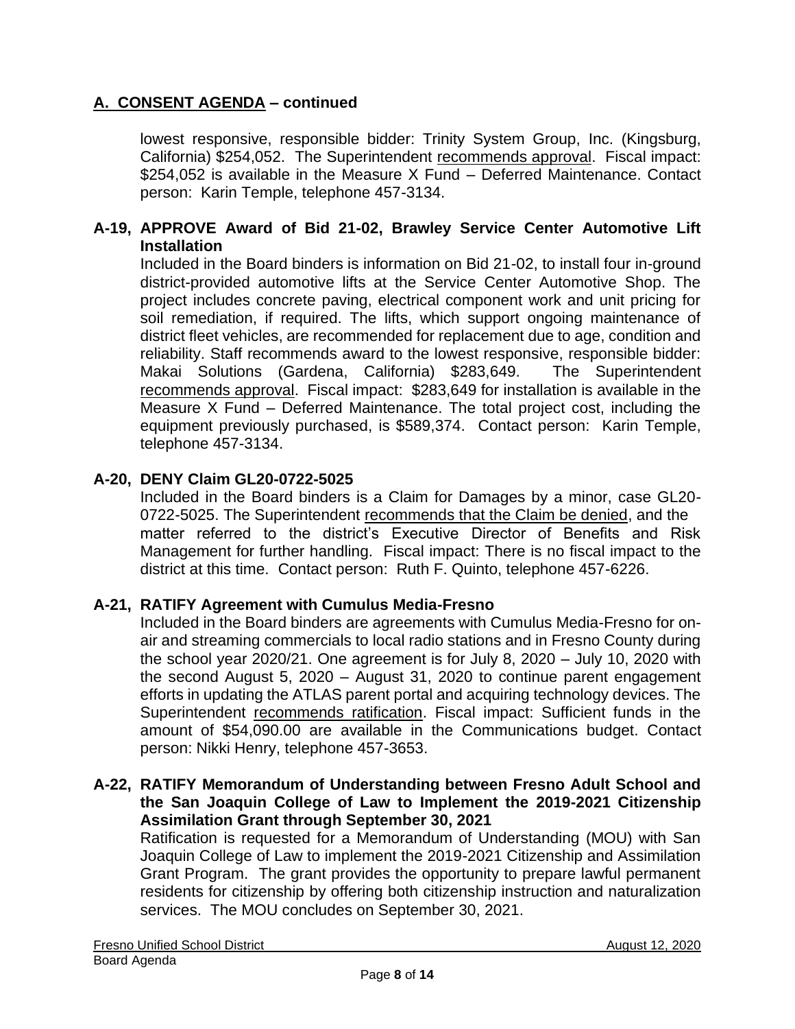## A. CONSENT AGENDA – continued

lowest responsive, responsible bidder: Trinity System Group, Inc. (Kingsburg, California) $254,052. The Superintendent recommends approval. Fiscal impact: $254,052 is available in the Measure X Fund – Deferred Maintenance. Contact person: Karin Temple, telephone 457-3134.

### A-19, APPROVE Award of Bid 21-02, Brawley Service Center Automotive Lift Installation

Included in the Board binders is information on Bid 21-02, to install four in-ground district-provided automotive lifts at the Service Center Automotive Shop. The project includes concrete paving, electrical component work and unit pricing for soil remediation, if required. The lifts, which support ongoing maintenance of district fleet vehicles, are recommended for replacement due to age, condition and reliability. Staff recommends award to the lowest responsive, responsible bidder: Makai Solutions (Gardena, California) $283,649. The Superintendent recommends approval. Fiscal impact: $283,649 for installation is available in the Measure X Fund – Deferred Maintenance. The total project cost, including the equipment previously purchased, is $589,374. Contact person: Karin Temple, telephone 457-3134.

### A-20, DENY Claim GL20-0722-5025

Included in the Board binders is a Claim for Damages by a minor, case GL20-0722-5025. The Superintendent recommends that the Claim be denied, and the matter referred to the district's Executive Director of Benefits and Risk Management for further handling. Fiscal impact: There is no fiscal impact to the district at this time. Contact person: Ruth F. Quinto, telephone 457-6226.

### A-21, RATIFY Agreement with Cumulus Media-Fresno

Included in the Board binders are agreements with Cumulus Media-Fresno for on-air and streaming commercials to local radio stations and in Fresno County during the school year 2020/21. One agreement is for July 8, 2020 – July 10, 2020 with the second August 5, 2020 – August 31, 2020 to continue parent engagement efforts in updating the ATLAS parent portal and acquiring technology devices. The Superintendent recommends ratification. Fiscal impact: Sufficient funds in the amount of $54,090.00 are available in the Communications budget. Contact person: Nikki Henry, telephone 457-3653.

### A-22, RATIFY Memorandum of Understanding between Fresno Adult School and the San Joaquin College of Law to Implement the 2019-2021 Citizenship Assimilation Grant through September 30, 2021

Ratification is requested for a Memorandum of Understanding (MOU) with San Joaquin College of Law to implement the 2019-2021 Citizenship and Assimilation Grant Program. The grant provides the opportunity to prepare lawful permanent residents for citizenship by offering both citizenship instruction and naturalization services. The MOU concludes on September 30, 2021.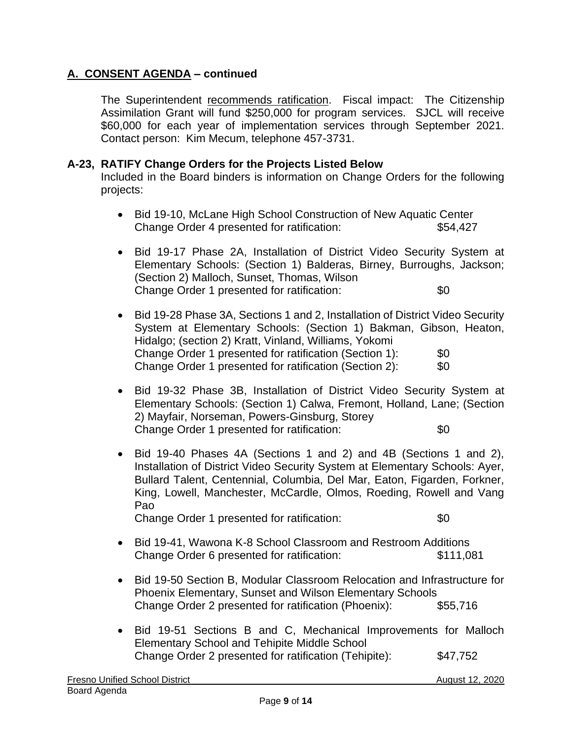## A. CONSENT AGENDA – continued

The Superintendent recommends ratification. Fiscal impact: The Citizenship Assimilation Grant will fund $250,000 for program services. SJCL will receive $60,000 for each year of implementation services through September 2021. Contact person: Kim Mecum, telephone 457-3731.

### A-23, RATIFY Change Orders for the Projects Listed Below

Included in the Board binders is information on Change Orders for the following projects:

- Bid 19-10, McLane High School Construction of New Aquatic Center  
  Change Order 4 presented for ratification: $54,427

- Bid 19-17 Phase 2A, Installation of District Video Security System at Elementary Schools: (Section 1) Balderas, Birney, Burroughs, Jackson; (Section 2) Malloch, Sunset, Thomas, Wilson  
  Change Order 1 presented for ratification: $0

- Bid 19-28 Phase 3A, Sections 1 and 2, Installation of District Video Security System at Elementary Schools: (Section 1) Bakman, Gibson, Heaton, Hidalgo; (section 2) Kratt, Vinland, Williams, Yokomi  
  Change Order 1 presented for ratification (Section 1): $0  
  Change Order 1 presented for ratification (Section 2): $0

- Bid 19-32 Phase 3B, Installation of District Video Security System at Elementary Schools: (Section 1) Calwa, Fremont, Holland, Lane; (Section 2) Mayfair, Norseman, Powers-Ginsburg, Storey  
  Change Order 1 presented for ratification: $0

- Bid 19-40 Phases 4A (Sections 1 and 2) and 4B (Sections 1 and 2), Installation of District Video Security System at Elementary Schools: Ayer, Bullard Talent, Centennial, Columbia, Del Mar, Eaton, Figarden, Forkner, King, Lowell, Manchester, McCardle, Olmos, Roeding, Rowell and Vang Pao  
  Change Order 1 presented for ratification: $0

- Bid 19-41, Wawona K-8 School Classroom and Restroom Additions  
  Change Order 6 presented for ratification: $111,081

- Bid 19-50 Section B, Modular Classroom Relocation and Infrastructure for Phoenix Elementary, Sunset and Wilson Elementary Schools  
  Change Order 2 presented for ratification (Phoenix): $55,716

- Bid 19-51 Sections B and C, Mechanical Improvements for Malloch Elementary School and Tehipite Middle School  
  Change Order 2 presented for ratification (Tehipite): $47,752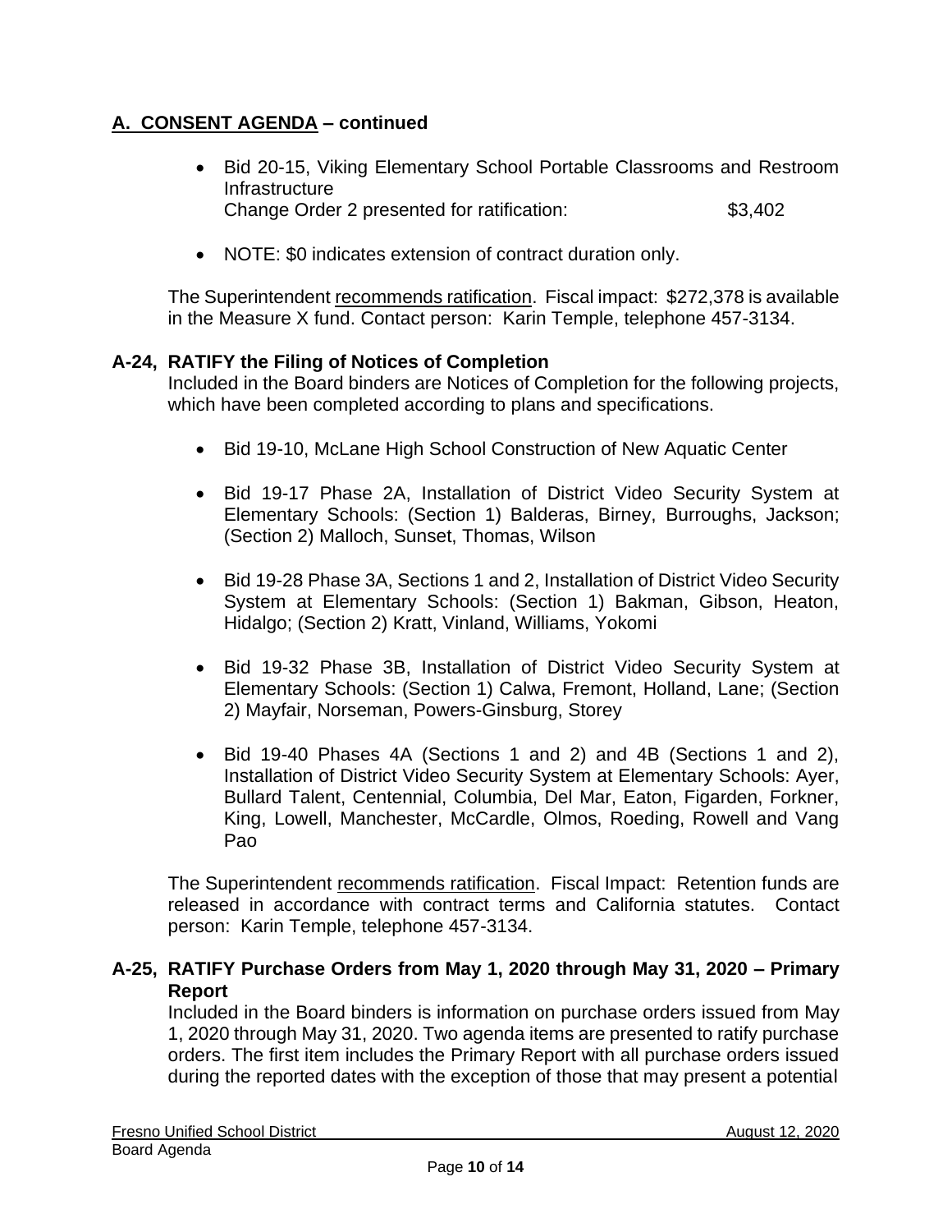## A. CONSENT AGENDA – continued

- Bid 20-15, Viking Elementary School Portable Classrooms and Restroom Infrastructure
  Change Order 2 presented for ratification: $3,402

- NOTE: $0 indicates extension of contract duration only.

The Superintendent recommends ratification. Fiscal impact: $272,378 is available in the Measure X fund. Contact person: Karin Temple, telephone 457-3134.

### A-24, RATIFY the Filing of Notices of Completion

Included in the Board binders are Notices of Completion for the following projects, which have been completed according to plans and specifications.

- Bid 19-10, McLane High School Construction of New Aquatic Center

- Bid 19-17 Phase 2A, Installation of District Video Security System at Elementary Schools: (Section 1) Balderas, Birney, Burroughs, Jackson; (Section 2) Malloch, Sunset, Thomas, Wilson

- Bid 19-28 Phase 3A, Sections 1 and 2, Installation of District Video Security System at Elementary Schools: (Section 1) Bakman, Gibson, Heaton, Hidalgo; (Section 2) Kratt, Vinland, Williams, Yokomi

- Bid 19-32 Phase 3B, Installation of District Video Security System at Elementary Schools: (Section 1) Calwa, Fremont, Holland, Lane; (Section 2) Mayfair, Norseman, Powers-Ginsburg, Storey

- Bid 19-40 Phases 4A (Sections 1 and 2) and 4B (Sections 1 and 2), Installation of District Video Security System at Elementary Schools: Ayer, Bullard Talent, Centennial, Columbia, Del Mar, Eaton, Figarden, Forkner, King, Lowell, Manchester, McCardle, Olmos, Roeding, Rowell and Vang Pao

The Superintendent recommends ratification. Fiscal Impact: Retention funds are released in accordance with contract terms and California statutes. Contact person: Karin Temple, telephone 457-3134.

### A-25, RATIFY Purchase Orders from May 1, 2020 through May 31, 2020 – Primary Report

Included in the Board binders is information on purchase orders issued from May 1, 2020 through May 31, 2020. Two agenda items are presented to ratify purchase orders. The first item includes the Primary Report with all purchase orders issued during the reported dates with the exception of those that may present a potential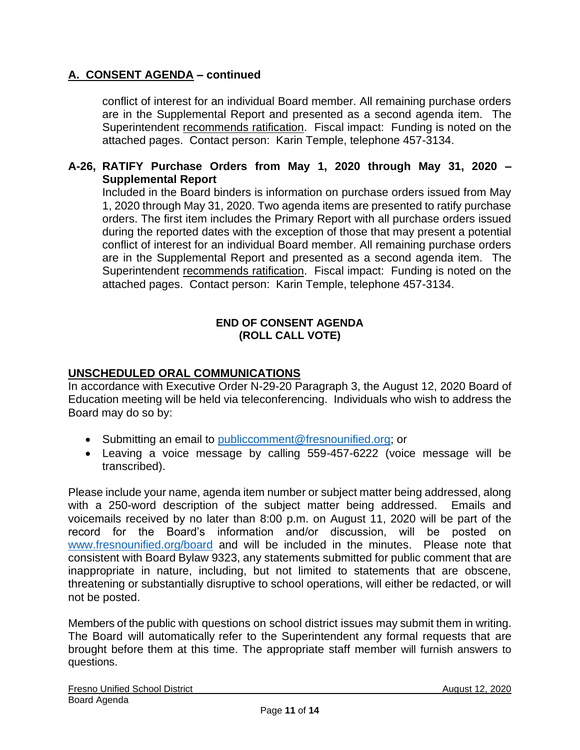## A. CONSENT AGENDA – continued

conflict of interest for an individual Board member. All remaining purchase orders are in the Supplemental Report and presented as a second agenda item. The Superintendent recommends ratification. Fiscal impact: Funding is noted on the attached pages. Contact person: Karin Temple, telephone 457-3134.

**A-26, RATIFY Purchase Orders from May 1, 2020 through May 31, 2020 – Supplemental Report**

Included in the Board binders is information on purchase orders issued from May 1, 2020 through May 31, 2020. Two agenda items are presented to ratify purchase orders. The first item includes the Primary Report with all purchase orders issued during the reported dates with the exception of those that may present a potential conflict of interest for an individual Board member. All remaining purchase orders are in the Supplemental Report and presented as a second agenda item. The Superintendent recommends ratification. Fiscal impact: Funding is noted on the attached pages. Contact person: Karin Temple, telephone 457-3134.

**END OF CONSENT AGENDA**
**(ROLL CALL VOTE)**

## UNSCHEDULED ORAL COMMUNICATIONS

In accordance with Executive Order N-29-20 Paragraph 3, the August 12, 2020 Board of Education meeting will be held via teleconferencing. Individuals who wish to address the Board may do so by:

- Submitting an email to publiccomment@fresnounified.org; or
- Leaving a voice message by calling 559-457-6222 (voice message will be transcribed).

Please include your name, agenda item number or subject matter being addressed, along with a 250-word description of the subject matter being addressed. Emails and voicemails received by no later than 8:00 p.m. on August 11, 2020 will be part of the record for the Board's information and/or discussion, will be posted on www.fresnounified.org/board and will be included in the minutes. Please note that consistent with Board Bylaw 9323, any statements submitted for public comment that are inappropriate in nature, including, but not limited to statements that are obscene, threatening or substantially disruptive to school operations, will either be redacted, or will not be posted.

Members of the public with questions on school district issues may submit them in writing. The Board will automatically refer to the Superintendent any formal requests that are brought before them at this time. The appropriate staff member will furnish answers to questions.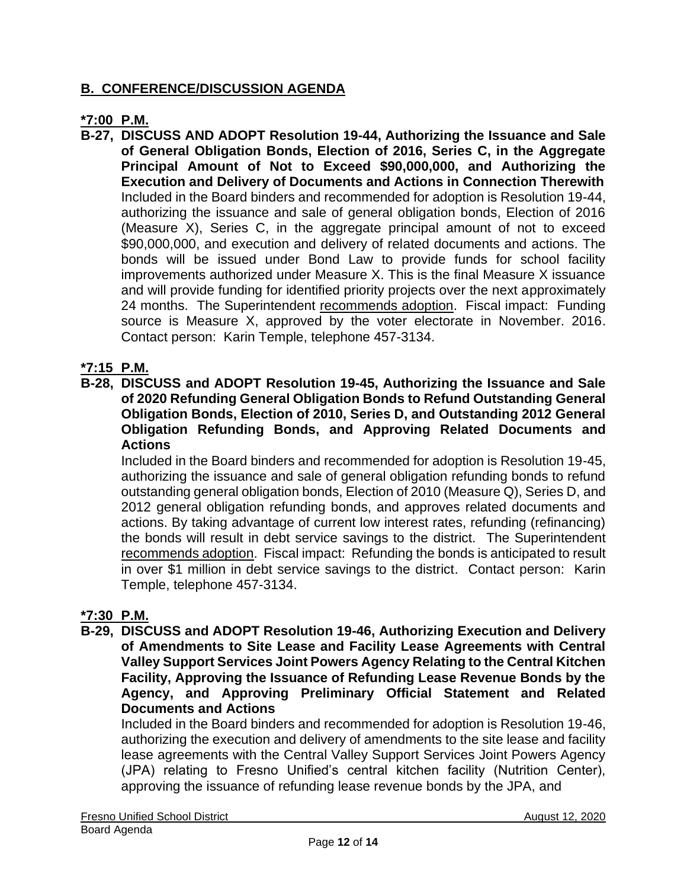## **B. CONFERENCE/DISCUSSION AGENDA**

**\*7:00 P.M.**

**B-27, DISCUSS AND ADOPT Resolution 19-44, Authorizing the Issuance and Sale of General Obligation Bonds, Election of 2016, Series C, in the Aggregate Principal Amount of Not to Exceed $90,000,000, and Authorizing the Execution and Delivery of Documents and Actions in Connection Therewith**

Included in the Board binders and recommended for adoption is Resolution 19-44, authorizing the issuance and sale of general obligation bonds, Election of 2016 (Measure X), Series C, in the aggregate principal amount of not to exceed $90,000,000, and execution and delivery of related documents and actions. The bonds will be issued under Bond Law to provide funds for school facility improvements authorized under Measure X. This is the final Measure X issuance and will provide funding for identified priority projects over the next approximately 24 months. The Superintendent recommends adoption. Fiscal impact: Funding source is Measure X, approved by the voter electorate in November. 2016. Contact person: Karin Temple, telephone 457-3134.

**\*7:15 P.M.**

**B-28, DISCUSS and ADOPT Resolution 19-45, Authorizing the Issuance and Sale of 2020 Refunding General Obligation Bonds to Refund Outstanding General Obligation Bonds, Election of 2010, Series D, and Outstanding 2012 General Obligation Refunding Bonds, and Approving Related Documents and Actions**

Included in the Board binders and recommended for adoption is Resolution 19-45, authorizing the issuance and sale of general obligation refunding bonds to refund outstanding general obligation bonds, Election of 2010 (Measure Q), Series D, and 2012 general obligation refunding bonds, and approves related documents and actions. By taking advantage of current low interest rates, refunding (refinancing) the bonds will result in debt service savings to the district. The Superintendent recommends adoption. Fiscal impact: Refunding the bonds is anticipated to result in over $1 million in debt service savings to the district. Contact person: Karin Temple, telephone 457-3134.

**\*7:30 P.M.**

**B-29, DISCUSS and ADOPT Resolution 19-46, Authorizing Execution and Delivery of Amendments to Site Lease and Facility Lease Agreements with Central Valley Support Services Joint Powers Agency Relating to the Central Kitchen Facility, Approving the Issuance of Refunding Lease Revenue Bonds by the Agency, and Approving Preliminary Official Statement and Related Documents and Actions**

Included in the Board binders and recommended for adoption is Resolution 19-46, authorizing the execution and delivery of amendments to the site lease and facility lease agreements with the Central Valley Support Services Joint Powers Agency (JPA) relating to Fresno Unified's central kitchen facility (Nutrition Center), approving the issuance of refunding lease revenue bonds by the JPA, and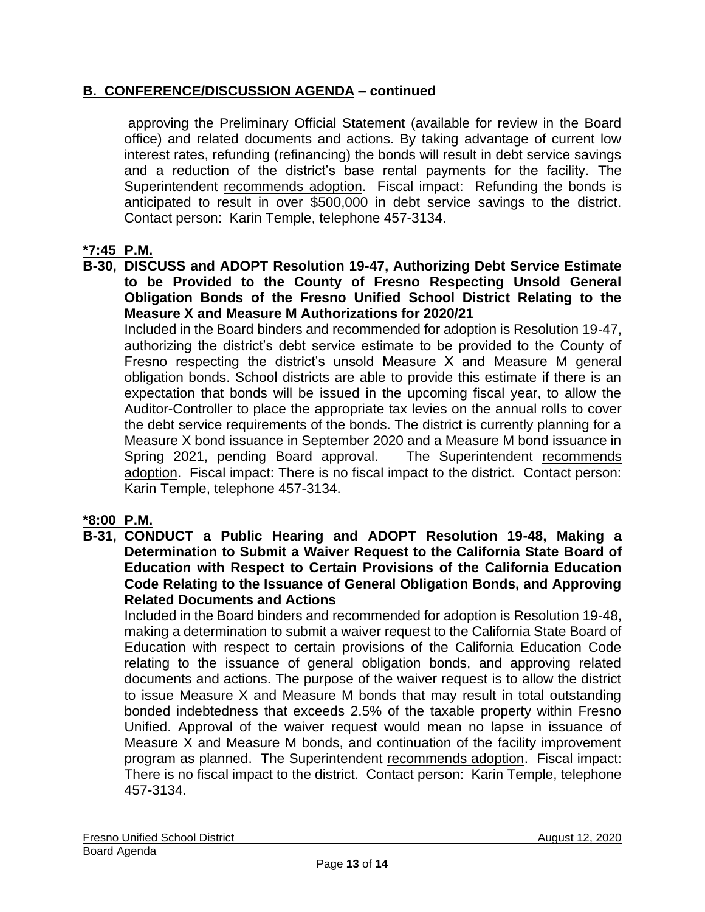## B. CONFERENCE/DISCUSSION AGENDA – continued

approving the Preliminary Official Statement (available for review in the Board office) and related documents and actions. By taking advantage of current low interest rates, refunding (refinancing) the bonds will result in debt service savings and a reduction of the district's base rental payments for the facility. The Superintendent recommends adoption. Fiscal impact: Refunding the bonds is anticipated to result in over $500,000 in debt service savings to the district. Contact person: Karin Temple, telephone 457-3134.

**\*7:45 P.M.**

**B-30, DISCUSS and ADOPT Resolution 19-47, Authorizing Debt Service Estimate to be Provided to the County of Fresno Respecting Unsold General Obligation Bonds of the Fresno Unified School District Relating to the Measure X and Measure M Authorizations for 2020/21**

Included in the Board binders and recommended for adoption is Resolution 19-47, authorizing the district's debt service estimate to be provided to the County of Fresno respecting the district's unsold Measure X and Measure M general obligation bonds. School districts are able to provide this estimate if there is an expectation that bonds will be issued in the upcoming fiscal year, to allow the Auditor-Controller to place the appropriate tax levies on the annual rolls to cover the debt service requirements of the bonds. The district is currently planning for a Measure X bond issuance in September 2020 and a Measure M bond issuance in Spring 2021, pending Board approval. The Superintendent recommends adoption. Fiscal impact: There is no fiscal impact to the district. Contact person: Karin Temple, telephone 457-3134.

**\*8:00 P.M.**

**B-31, CONDUCT a Public Hearing and ADOPT Resolution 19-48, Making a Determination to Submit a Waiver Request to the California State Board of Education with Respect to Certain Provisions of the California Education Code Relating to the Issuance of General Obligation Bonds, and Approving Related Documents and Actions**

Included in the Board binders and recommended for adoption is Resolution 19-48, making a determination to submit a waiver request to the California State Board of Education with respect to certain provisions of the California Education Code relating to the issuance of general obligation bonds, and approving related documents and actions. The purpose of the waiver request is to allow the district to issue Measure X and Measure M bonds that may result in total outstanding bonded indebtedness that exceeds 2.5% of the taxable property within Fresno Unified. Approval of the waiver request would mean no lapse in issuance of Measure X and Measure M bonds, and continuation of the facility improvement program as planned. The Superintendent recommends adoption. Fiscal impact: There is no fiscal impact to the district. Contact person: Karin Temple, telephone 457-3134.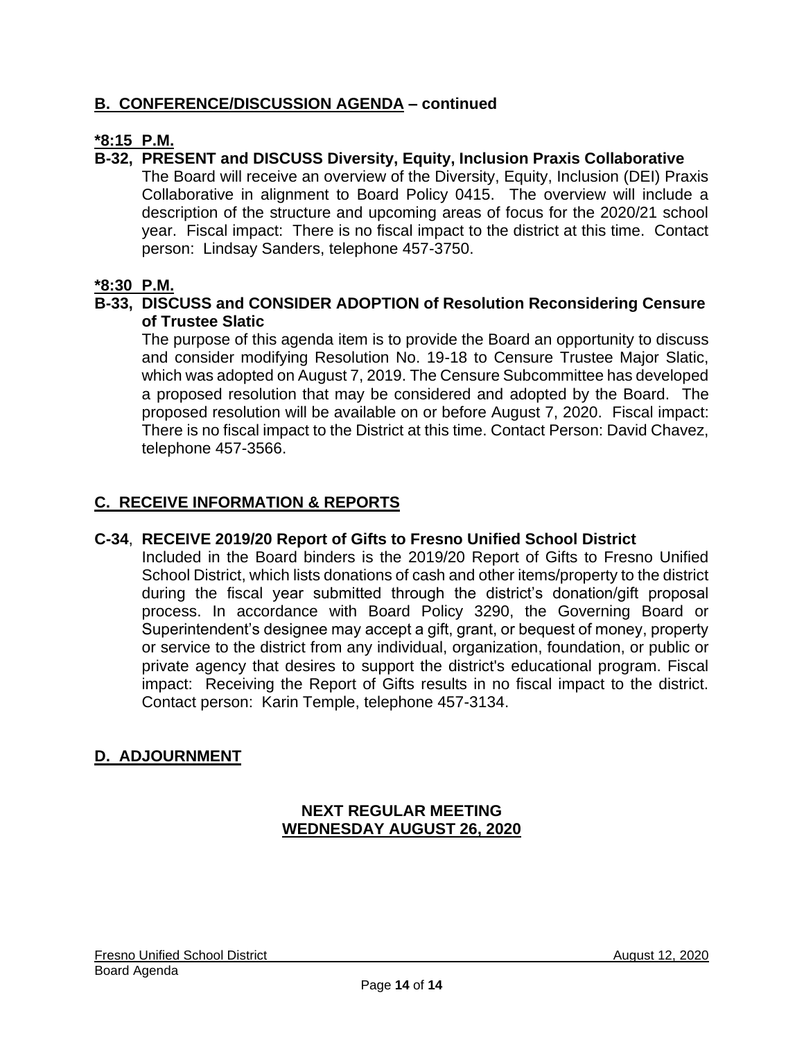## B. CONFERENCE/DISCUSSION AGENDA – continued

**\*8:15 P.M.**

**B-32, PRESENT and DISCUSS Diversity, Equity, Inclusion Praxis Collaborative**

The Board will receive an overview of the Diversity, Equity, Inclusion (DEI) Praxis Collaborative in alignment to Board Policy 0415. The overview will include a description of the structure and upcoming areas of focus for the 2020/21 school year. Fiscal impact: There is no fiscal impact to the district at this time. Contact person: Lindsay Sanders, telephone 457-3750.

**\*8:30 P.M.**

**B-33, DISCUSS and CONSIDER ADOPTION of Resolution Reconsidering Censure of Trustee Slatic**

The purpose of this agenda item is to provide the Board an opportunity to discuss and consider modifying Resolution No. 19-18 to Censure Trustee Major Slatic, which was adopted on August 7, 2019. The Censure Subcommittee has developed a proposed resolution that may be considered and adopted by the Board. The proposed resolution will be available on or before August 7, 2020. Fiscal impact: There is no fiscal impact to the District at this time. Contact Person: David Chavez, telephone 457-3566.

## C. RECEIVE INFORMATION & REPORTS

**C-34, RECEIVE 2019/20 Report of Gifts to Fresno Unified School District**

Included in the Board binders is the 2019/20 Report of Gifts to Fresno Unified School District, which lists donations of cash and other items/property to the district during the fiscal year submitted through the district's donation/gift proposal process. In accordance with Board Policy 3290, the Governing Board or Superintendent's designee may accept a gift, grant, or bequest of money, property or service to the district from any individual, organization, foundation, or public or private agency that desires to support the district's educational program. Fiscal impact: Receiving the Report of Gifts results in no fiscal impact to the district. Contact person: Karin Temple, telephone 457-3134.

## D. ADJOURNMENT

**NEXT REGULAR MEETING**
**WEDNESDAY AUGUST 26, 2020**